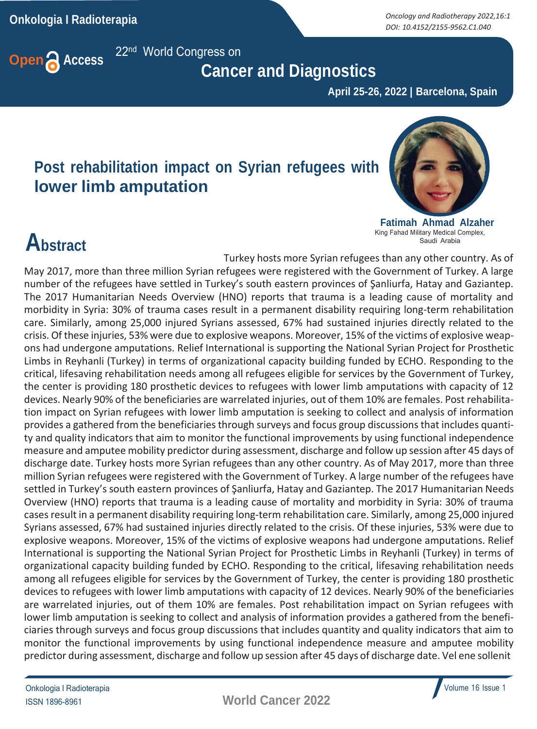22nd World Congress on

# Cancer and Diagnostics

**April 25-26, 2022 | Barcelona, Spain**

## Post rehabilitation impact on Syrian refugees with lower limb amputation

**Fatimah Ahmad Alzaher**
King Fahad Military Medical Complex, Saudi Arabia

## Abstract

Turkey hosts more Syrian refugees than any other country. As of May 2017, more than three million Syrian refugees were registered with the Government of Turkey. A large number of the refugees have settled in Turkey's south eastern provinces of Şanliurfa, Hatay and Gaziantep. The 2017 Humanitarian Needs Overview (HNO) reports that trauma is a leading cause of mortality and morbidity in Syria: 30% of trauma cases result in a permanent disability requiring long-term rehabilitation care. Similarly, among 25,000 injured Syrians assessed, 67% had sustained injuries directly related to the crisis. Of these injuries, 53% were due to explosive weapons. Moreover, 15% of the victims of explosive weapons had undergone amputations. Relief International is supporting the National Syrian Project for Prosthetic Limbs in Reyhanli (Turkey) in terms of organizational capacity building funded by ECHO. Responding to the critical, lifesaving rehabilitation needs among all refugees eligible for services by the Government of Turkey, the center is providing 180 prosthetic devices to refugees with lower limb amputations with capacity of 12 devices. Nearly 90% of the beneficiaries are warrelated injuries, out of them 10% are females. Post rehabilitation impact on Syrian refugees with lower limb amputation is seeking to collect and analysis of information provides a gathered from the beneficiaries through surveys and focus group discussions that includes quantity and quality indicators that aim to monitor the functional improvements by using functional independence measure and amputee mobility predictor during assessment, discharge and follow up session after 45 days of discharge date. Turkey hosts more Syrian refugees than any other country. As of May 2017, more than three million Syrian refugees were registered with the Government of Turkey. A large number of the refugees have settled in Turkey's south eastern provinces of Şanliurfa, Hatay and Gaziantep. The 2017 Humanitarian Needs Overview (HNO) reports that trauma is a leading cause of mortality and morbidity in Syria: 30% of trauma cases result in a permanent disability requiring long-term rehabilitation care. Similarly, among 25,000 injured Syrians assessed, 67% had sustained injuries directly related to the crisis. Of these injuries, 53% were due to explosive weapons. Moreover, 15% of the victims of explosive weapons had undergone amputations. Relief International is supporting the National Syrian Project for Prosthetic Limbs in Reyhanli (Turkey) in terms of organizational capacity building funded by ECHO. Responding to the critical, lifesaving rehabilitation needs among all refugees eligible for services by the Government of Turkey, the center is providing 180 prosthetic devices to refugees with lower limb amputations with capacity of 12 devices. Nearly 90% of the beneficiaries are warrelated injuries, out of them 10% are females. Post rehabilitation impact on Syrian refugees with lower limb amputation is seeking to collect and analysis of information provides a gathered from the beneficiaries through surveys and focus group discussions that includes quantity and quality indicators that aim to monitor the functional improvements by using functional independence measure and amputee mobility predictor during assessment, discharge and follow up session after 45 days of discharge date. Vel ene sollenit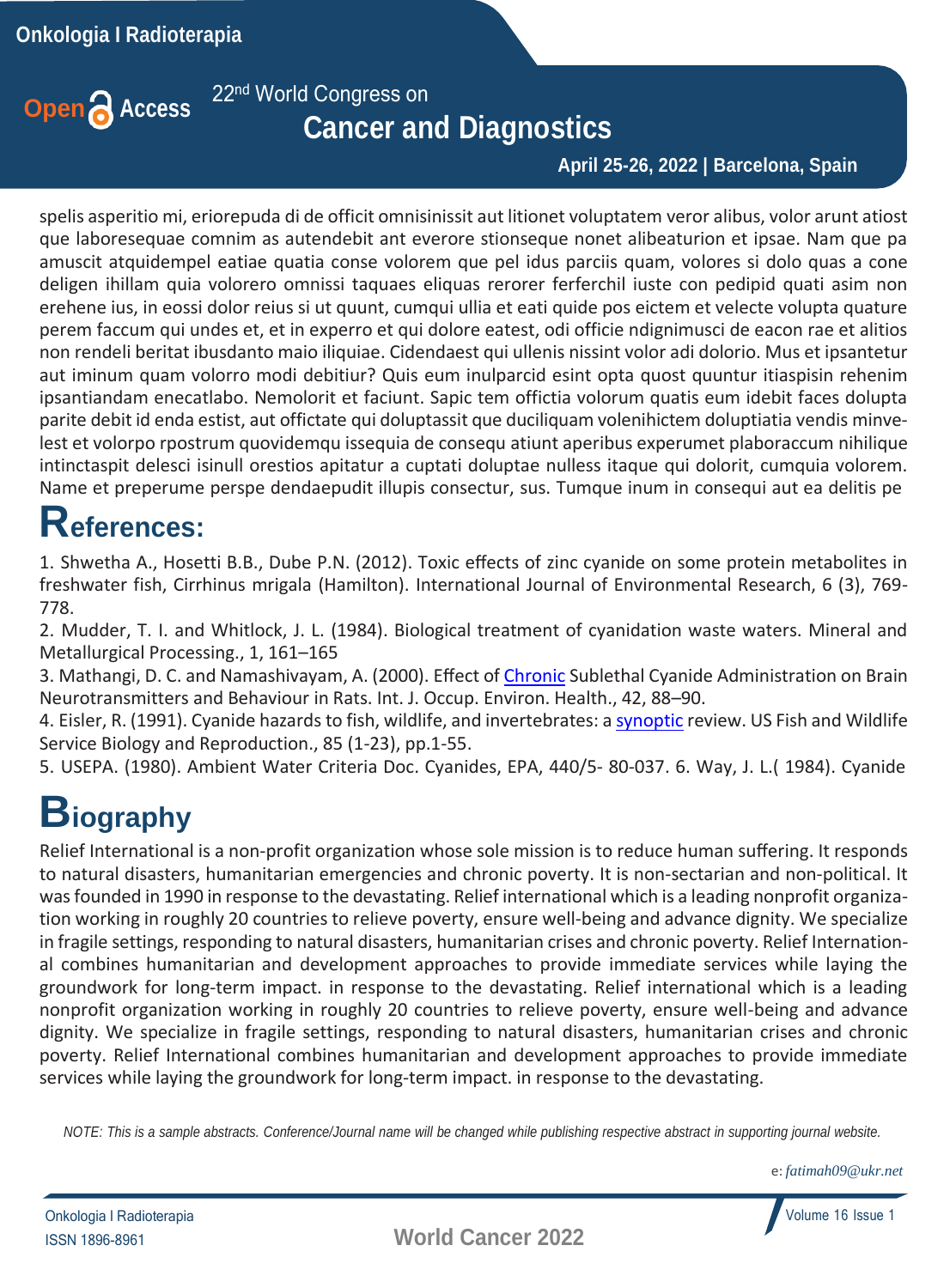spelis asperitio mi, eriorepuda di de officit omnisinissit aut litionet voluptatem veror alibus, volor arunt atiost que laboresequae comnim as autendebit ant everore stionseque nonet alibeaturion et ipsae. Nam que pa amuscit atquidempel eatiae quatia conse volorem que pel idus parciis quam, volores si dolo quas a cone deligen ihillam quia volorero omnissi taquaes eliquas rerorer ferferchil iuste con pedipid quati asim non erehene ius, in eossi dolor reius si ut quunt, cumqui ullia et eati quide pos eictem et velecte volupta quature perem faccum qui undes et, et in experro et qui dolore eatest, odi officie ndignimusci de eacon rae et alitios non rendeli beritat ibusdanto maio iliquiae. Cidendaest qui ullenis nissint volor adi dolorio. Mus et ipsantetur aut iminum quam volorro modi debitiur? Quis eum inulparcid esint opta quost quuntur itiaspisin rehenim ipsantiandam enecatlabo. Nemolorit et faciunt. Sapic tem offictia volorum quatis eum idebit faces dolupta parite debit id enda estist, aut offictate qui doluptassit que duciliquam volenihictem doluptiatia vendis minvelest et volorpo rpostrum quovidemqu issequia de consequ atiunt aperibus experumet plaboraccum nihilique intinctaspit delesci isinull orestios apitatur a cuptati doluptae nulless itaque qui dolorit, cumquia volorem. Name et preperume perspe dendaepudit illupis consectur, sus. Tumque inum in consequi aut ea delitis pe

# References:

1. Shwetha A., Hosetti B.B., Dube P.N. (2012). Toxic effects of zinc cyanide on some protein metabolites in freshwater fish, Cirrhinus mrigala (Hamilton). International Journal of Environmental Research, 6 (3), 769-778.
2. Mudder, T. I. and Whitlock, J. L. (1984). Biological treatment of cyanidation waste waters. Mineral and Metallurgical Processing., 1, 161–165
3. Mathangi, D. C. and Namashivayam, A. (2000). Effect of Chronic Sublethal Cyanide Administration on Brain Neurotransmitters and Behaviour in Rats. Int. J. Occup. Environ. Health., 42, 88–90.
4. Eisler, R. (1991). Cyanide hazards to fish, wildlife, and invertebrates: a synoptic review. US Fish and Wildlife Service Biology and Reproduction., 85 (1-23), pp.1-55.
5. USEPA. (1980). Ambient Water Criteria Doc. Cyanides, EPA, 440/5- 80-037. 6. Way, J. L.( 1984). Cyanide

# Biography

Relief International is a non-profit organization whose sole mission is to reduce human suffering. It responds to natural disasters, humanitarian emergencies and chronic poverty. It is non-sectarian and non-political. It was founded in 1990 in response to the devastating. Relief international which is a leading nonprofit organization working in roughly 20 countries to relieve poverty, ensure well-being and advance dignity. We specialize in fragile settings, responding to natural disasters, humanitarian crises and chronic poverty. Relief International combines humanitarian and development approaches to provide immediate services while laying the groundwork for long-term impact. in response to the devastating. Relief international which is a leading nonprofit organization working in roughly 20 countries to relieve poverty, ensure well-being and advance dignity. We specialize in fragile settings, responding to natural disasters, humanitarian crises and chronic poverty. Relief International combines humanitarian and development approaches to provide immediate services while laying the groundwork for long-term impact. in response to the devastating.

*NOTE: This is a sample abstracts. Conference/Journal name will be changed while publishing respective abstract in supporting journal website.*

e: *fatimah09@ukr.net*